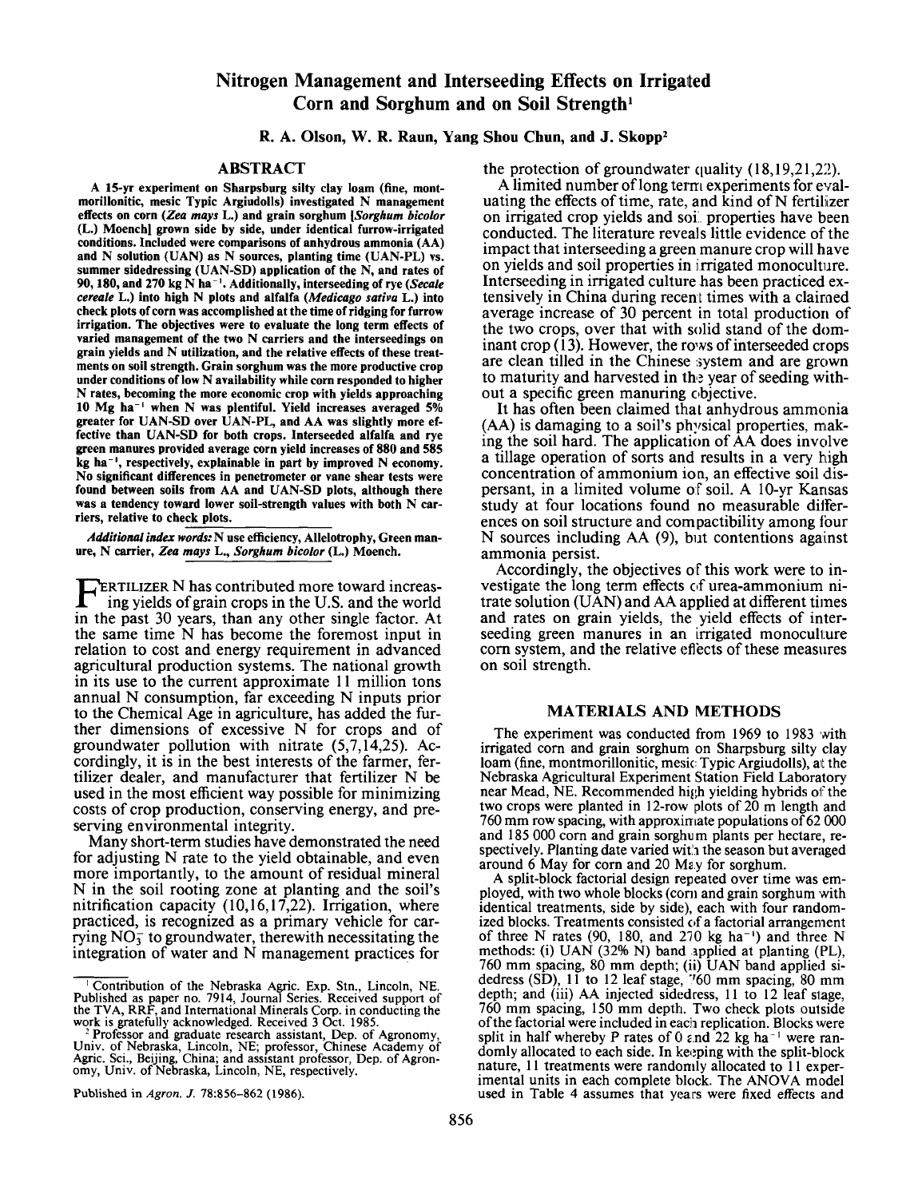# Nitrogen Management and Interseeding Effects on Irrigated Corn and Sorghum and on Soil Strength[1]

R. A. Olson, W. R. Raun, Yang Shou Chun, and J. Skopp[2]

## ABSTRACT

**A 15-yr experiment on Sharpsburg silty clay loam (fine, montmorillonitic, mesic Typic Argiudolls) investigated N management effects on corn (*Zea mays* L.) and grain sorghum [*Sorghum bicolor* (L.) Moench] grown side by side, under identical furrow-irrigated conditions. Included were comparisons of anhydrous ammonia (AA) and N solution (UAN) as N sources, planting time (UAN-PL) vs. summer sidedressing (UAN-SD) application of the N, and rates of 90, 180, and 270 kg N ha$^{-1}$. Additionally, interseeding of rye (*Secale cereale* L.) into high N plots and alfalfa (*Medicago sativa* L.) into check plots of corn was accomplished at the time of ridging for furrow irrigation. The objectives were to evaluate the long term effects of varied management of the two N carriers and the interseedings on grain yields and N utilization, and the relative effects of these treatments on soil strength. Grain sorghum was the more productive crop under conditions of low N availability while corn responded to higher N rates, becoming the more economic crop with yields approaching 10 Mg ha$^{-1}$ when N was plentiful. Yield increases averaged 5% greater for UAN-SD over UAN-PL, and AA was slightly more effective than UAN-SD for both crops. Interseeded alfalfa and rye green manures provided average corn yield increases of 880 and 585 kg ha$^{-1}$, respectively, explainable in part by improved N economy. No significant differences in penetrometer or vane shear tests were found between soils from AA and UAN-SD plots, although there was a tendency toward lower soil-strength values with both N carriers, relative to check plots.**

***Additional index words:*** **N use efficiency, Allelotrophy, Green manure, N carrier, *Zea mays* L., *Sorghum bicolor* (L.) Moench.**

FERTILIZER N has contributed more toward increasing yields of grain crops in the U.S. and the world in the past 30 years, than any other single factor. At the same time N has become the foremost input in relation to cost and energy requirement in advanced agricultural production systems. The national growth in its use to the current approximate 11 million tons annual N consumption, far exceeding N inputs prior to the Chemical Age in agriculture, has added the further dimensions of excessive N for crops and of groundwater pollution with nitrate (5,7,14,25). Accordingly, it is in the best interests of the farmer, fertilizer dealer, and manufacturer that fertilizer N be used in the most efficient way possible for minimizing costs of crop production, conserving energy, and preserving environmental integrity.

Many short-term studies have demonstrated the need for adjusting N rate to the yield obtainable, and even more importantly, to the amount of residual mineral N in the soil rooting zone at planting and the soil's nitrification capacity (10,16,17,22). Irrigation, where practiced, is recognized as a primary vehicle for carrying $NO_3^-$ to groundwater, therewith necessitating the integration of water and N management practices for the protection of groundwater quality (18,19,21,22).

A limited number of long term experiments for evaluating the effects of time, rate, and kind of N fertilizer on irrigated crop yields and soil properties have been conducted. The literature reveals little evidence of the impact that interseeding a green manure crop will have on yields and soil properties in irrigated monoculture. Interseeding in irrigated culture has been practiced extensively in China during recent times with a claimed average increase of 30 percent in total production of the two crops, over that with solid stand of the dominant crop (13). However, the rows of interseeded crops are clean tilled in the Chinese system and are grown to maturity and harvested in the year of seeding without a specific green manuring objective.

It has often been claimed that anhydrous ammonia (AA) is damaging to a soil's physical properties, making the soil hard. The application of AA does involve a tillage operation of sorts and results in a very high concentration of ammonium ion, an effective soil dispersant, in a limited volume of soil. A 10-yr Kansas study at four locations found no measurable differences on soil structure and compactibility among four N sources including AA (9), but contentions against ammonia persist.

Accordingly, the objectives of this work were to investigate the long term effects of urea-ammonium nitrate solution (UAN) and AA applied at different times and rates on grain yields, the yield effects of interseeding green manures in an irrigated monoculture corn system, and the relative effects of these measures on soil strength.

## MATERIALS AND METHODS

The experiment was conducted from 1969 to 1983 with irrigated corn and grain sorghum on Sharpsburg silty clay loam (fine, montmorillonitic, mesic Typic Argiudolls), at the Nebraska Agricultural Experiment Station Field Laboratory near Mead, NE. Recommended high yielding hybrids of the two crops were planted in 12-row plots of 20 m length and 760 mm row spacing, with approximate populations of 62 000 and 185 000 corn and grain sorghum plants per hectare, respectively. Planting date varied with the season but averaged around 6 May for corn and 20 May for sorghum.

A split-block factorial design repeated over time was employed, with two whole blocks (corn and grain sorghum with identical treatments, side by side), each with four randomized blocks. Treatments consisted of a factorial arrangement of three N rates (90, 180, and 270 kg ha$^{-1}$) and three N methods: (i) UAN (32% N) band applied at planting (PL), 760 mm spacing, 80 mm depth; (ii) UAN band applied sidedress (SD), 11 to 12 leaf stage, 760 mm spacing, 80 mm depth; and (iii) AA injected sidedress, 11 to 12 leaf stage, 760 mm spacing, 150 mm depth. Two check plots outside of the factorial were included in each replication. Blocks were split in half whereby P rates of 0 and 22 kg ha$^{-1}$ were randomly allocated to each side. In keeping with the split-block nature, 11 treatments were randomly allocated to 11 experimental units in each complete block. The ANOVA model used in Table 4 assumes that years were fixed effects and

---

[1] Contribution of the Nebraska Agric. Exp. Stn., Lincoln, NE. Published as paper no. 7914, Journal Series. Received support of the TVA, RRF, and International Minerals Corp. in conducting the work is gratefully acknowledged. Received 3 Oct. 1985.

[2] Professor and graduate research assistant, Dep. of Agronomy, Univ. of Nebraska, Lincoln, NE; professor, Chinese Academy of Agric. Sci., Beijing, China; and assistant professor, Dep. of Agronomy, Univ. of Nebraska, Lincoln, NE, respectively.

Published in *Agron. J.* 78:856–862 (1986).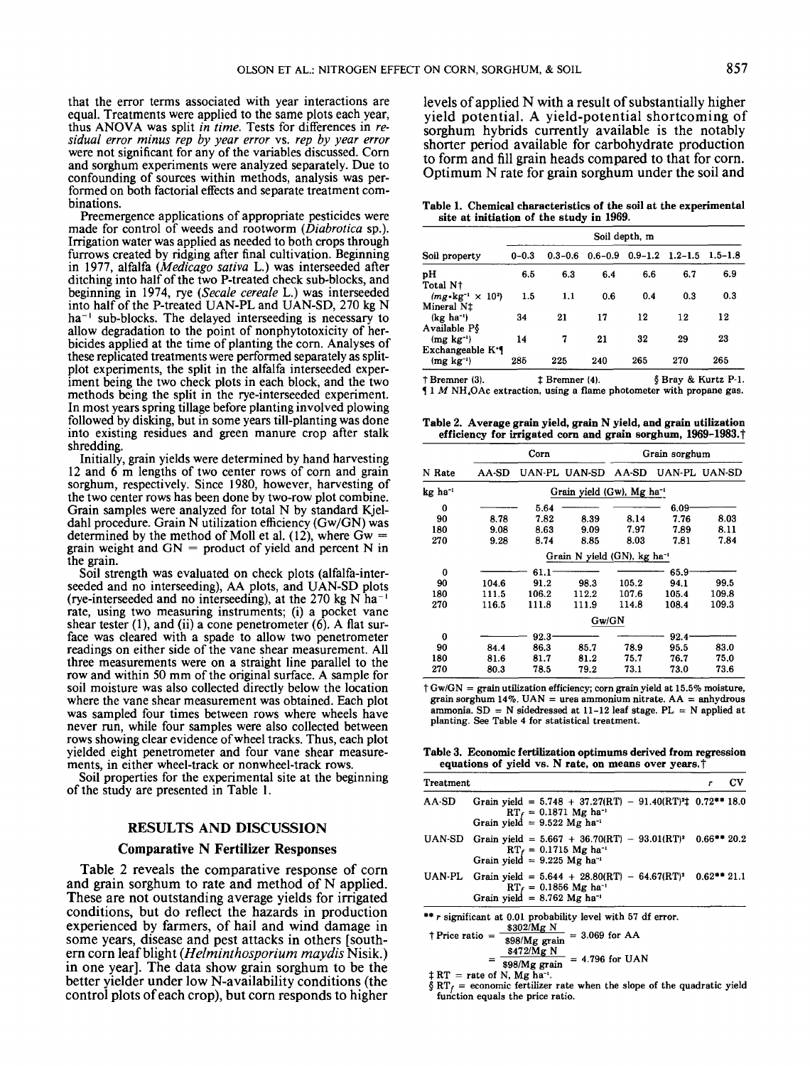that the error terms associated with year interactions are equal. Treatments were applied to the same plots each year, thus ANOVA was split *in time*. Tests for differences in *residual error minus rep by year error* vs. *rep by year error* were not significant for any of the variables discussed. Corn and sorghum experiments were analyzed separately. Due to confounding of sources within methods, analysis was performed on both factorial effects and separate treatment combinations.

Preemergence applications of appropriate pesticides were made for control of weeds and rootworm (*Diabrotica* sp.). Irrigation water was applied as needed to both crops through furrows created by ridging after final cultivation. Beginning in 1977, alfalfa (*Medicago sativa* L.) was interseeded after ditching into half of the two P-treated check sub-blocks, and beginning in 1974, rye (*Secale cereale* L.) was interseeded into half of the P-treated UAN-PL and UAN-SD, 270 kg N ha$^{-1}$ sub-blocks. The delayed interseeding is necessary to allow degradation to the point of nonphytotoxicity of herbicides applied at the time of planting the corn. Analyses of these replicated treatments were performed separately as split-plot experiments, the split in the alfalfa interseeded experiment being the two check plots in each block, and the two methods being the split in the rye-interseeded experiment. In most years spring tillage before planting involved plowing followed by disking, but in some years till-planting was done into existing residues and green manure crop after stalk shredding.

Initially, grain yields were determined by hand harvesting 12 and 6 m lengths of two center rows of corn and grain sorghum, respectively. Since 1980, however, harvesting of the two center rows has been done by two-row plot combine. Grain samples were analyzed for total N by standard Kjeldahl procedure. Grain N utilization efficiency (Gw/GN) was determined by the method of Moll et al. (12), where Gw = grain weight and GN = product of yield and percent N in the grain.

Soil strength was evaluated on check plots (alfalfa-interseeded and no interseeding), AA plots, and UAN-SD plots (rye-interseeded and no interseeding), at the 270 kg N ha$^{-1}$ rate, using two measuring instruments; (i) a pocket vane shear tester (1), and (ii) a cone penetrometer (6). A flat surface was cleared with a spade to allow two penetrometer readings on either side of the vane shear measurement. All three measurements were on a straight line parallel to the row and within 50 mm of the original surface. A sample for soil moisture was also collected directly below the location where the vane shear measurement was obtained. Each plot was sampled four times between rows where wheels have never run, while four samples were also collected between rows showing clear evidence of wheel tracks. Thus, each plot yielded eight penetrometer and four vane shear measurements, in either wheel-track or nonwheel-track rows.

Soil properties for the experimental site at the beginning of the study are presented in Table 1.

## RESULTS AND DISCUSSION

### Comparative N Fertilizer Responses

Table 2 reveals the comparative response of corn and grain sorghum to rate and method of N applied. These are not outstanding average yields for irrigated conditions, but do reflect the hazards in production experienced by farmers, of hail and wind damage in some years, disease and pest attacks in others [southern corn leaf blight (*Helminthosporium maydis* Nisik.) in one year]. The data show grain sorghum to be the better yielder under low N-availability conditions (the control plots of each crop), but corn responds to higher levels of applied N with a result of substantially higher yield potential. A yield-potential shortcoming of sorghum hybrids currently available is the notably shorter period available for carbohydrate production to form and fill grain heads compared to that for corn. Optimum N rate for grain sorghum under the soil and

**Table 1. Chemical characteristics of the soil at the experimental site at initiation of the study in 1969.**

| Soil property | Soil depth, m | | | | | |
|---|---|---|---|---|---|---|
| | 0–0.3 | 0.3–0.6 | 0.6–0.9 | 0.9–1.2 | 1.2–1.5 | 1.5–1.8 |
| pH | 6.5 | 6.3 | 6.4 | 6.6 | 6.7 | 6.9 |
| Total N† (mg·kg$^{-1}$ × 10$^{3}$) | 1.5 | 1.1 | 0.6 | 0.4 | 0.3 | 0.3 |
| Mineral N‡ (kg ha$^{-1}$) | 34 | 21 | 17 | 12 | 12 | 12 |
| Available P§ (mg kg$^{-1}$) | 14 | 7 | 21 | 32 | 29 | 23 |
| Exchangeable K¶ (mg kg$^{-1}$) | 285 | 225 | 240 | 265 | 270 | 265 |

† Bremner (3). ‡ Bremner (4). § Bray & Kurtz P-1.
¶ 1 *M* $NH_4OAc$ extraction, using a flame photometer with propane gas.

**Table 2. Average grain yield, grain N yield, and grain utilization efficiency for irrigated corn and grain sorghum, 1969–1983.†**

| N Rate | Corn | | | Grain sorghum | | |
|---|---|---|---|---|---|---|
| | AA-SD | UAN-PL | UAN-SD | AA-SD | UAN-PL | UAN-SD |
| kg ha$^{-1}$ | Grain yield (Gw), Mg ha$^{-1}$ | | | | | |
| 0 | | 5.64 | | | 6.09 | |
| 90 | 8.78 | 7.82 | 8.39 | 8.14 | 7.76 | 8.03 |
| 180 | 9.08 | 8.63 | 9.09 | 7.97 | 7.89 | 8.11 |
| 270 | 9.28 | 8.74 | 8.85 | 8.03 | 7.81 | 7.84 |
| | Grain N yield (GN), kg ha$^{-1}$ | | | | | |
| 0 | | 61.1 | | | 65.9 | |
| 90 | 104.6 | 91.2 | 98.3 | 105.2 | 94.1 | 99.5 |
| 180 | 111.5 | 106.2 | 112.2 | 107.6 | 105.4 | 109.8 |
| 270 | 116.5 | 111.8 | 111.9 | 114.8 | 108.4 | 109.3 |
| | Gw/GN | | | | | |
| 0 | | 92.3 | | | 92.4 | |
| 90 | 84.4 | 86.3 | 85.7 | 78.9 | 95.5 | 83.0 |
| 180 | 81.6 | 81.7 | 81.2 | 75.7 | 76.7 | 75.0 |
| 270 | 80.3 | 78.5 | 79.2 | 73.1 | 73.0 | 73.6 |

† Gw/GN = grain utilization efficiency; corn grain yield at 15.5% moisture, grain sorghum 14%. UAN = urea ammonium nitrate. AA = anhydrous ammonia. SD = N sidedressed at 11–12 leaf stage. PL = N applied at planting. See Table 4 for statistical treatment.

**Table 3. Economic fertilization optimums derived from regression equations of yield vs. N rate, on means over years.†**

| Treatment | | r | CV |
|---|---|---|---|
| AA-SD | Grain yield = 5.748 + 37.27(RT) − 91.40(RT)$^{2}$‡; RT$_f$ = 0.1871 Mg ha$^{-1}$; Grain yield = 9.522 Mg ha$^{-1}$ | 0.72** | 18.0 |
| UAN-SD | Grain yield = 5.667 + 36.70(RT) − 93.01(RT)$^{2}$; RT$_f$ = 0.1715 Mg ha$^{-1}$; Grain yield = 9.225 Mg ha$^{-1}$ | 0.66** | 20.2 |
| UAN-PL | Grain yield = 5.644 + 28.80(RT) − 64.67(RT)$^{2}$; RT$_f$ = 0.1856 Mg ha$^{-1}$; Grain yield = 8.762 Mg ha$^{-1}$ | 0.62** | 21.1 |

** *r* significant at 0.01 probability level with 57 df error.

† Price ratio = $\frac{\$302/\text{Mg N}}{\$98/\text{Mg grain}}$ = 3.069 for AA

= $\frac{\$472/\text{Mg N}}{\$98/\text{Mg grain}}$ = 4.796 for UAN

‡ RT = rate of N, Mg ha$^{-1}$.

§ RT$_f$ = economic fertilizer rate when the slope of the quadratic yield function equals the price ratio.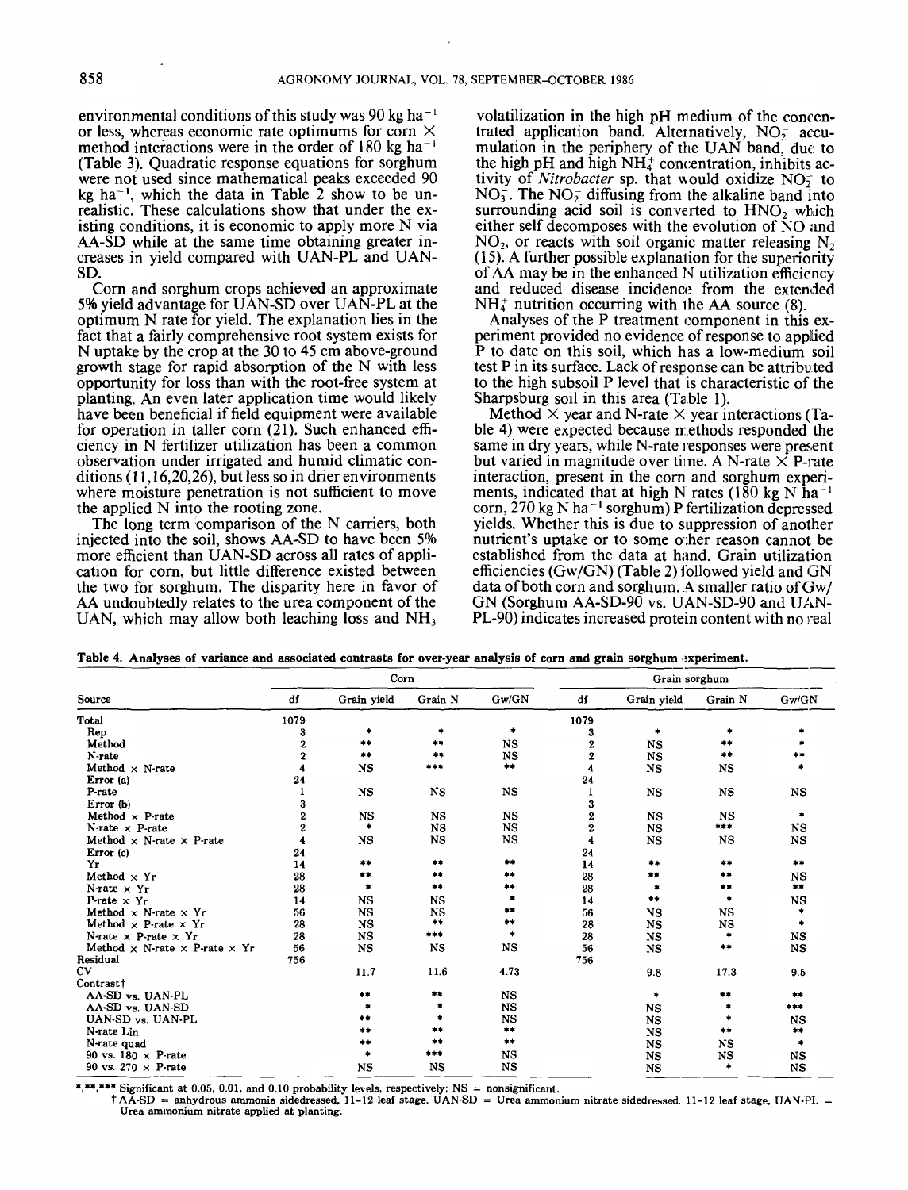environmental conditions of this study was 90 kg ha$^{-1}$ or less, whereas economic rate optimums for corn × method interactions were in the order of 180 kg ha$^{-1}$ (Table 3). Quadratic response equations for sorghum were not used since mathematical peaks exceeded 90 kg ha$^{-1}$, which the data in Table 2 show to be unrealistic. These calculations show that under the existing conditions, it is economic to apply more N via AA-SD while at the same time obtaining greater increases in yield compared with UAN-PL and UAN-SD.

Corn and sorghum crops achieved an approximate 5% yield advantage for UAN-SD over UAN-PL at the optimum N rate for yield. The explanation lies in the fact that a fairly comprehensive root system exists for N uptake by the crop at the 30 to 45 cm above-ground growth stage for rapid absorption of the N with less opportunity for loss than with the root-free system at planting. An even later application time would likely have been beneficial if field equipment were available for operation in taller corn (21). Such enhanced efficiency in N fertilizer utilization has been a common observation under irrigated and humid climatic conditions (11,16,20,26), but less so in drier environments where moisture penetration is not sufficient to move the applied N into the rooting zone.

The long term comparison of the N carriers, both injected into the soil, shows AA-SD to have been 5% more efficient than UAN-SD across all rates of application for corn, but little difference existed between the two for sorghum. The disparity here in favor of AA undoubtedly relates to the urea component of the UAN, which may allow both leaching loss and $NH_3$ volatilization in the high pH medium of the concentrated application band. Alternatively, $NO_2^-$ accumulation in the periphery of the UAN band, due to the high pH and high $NH_4^+$ concentration, inhibits activity of *Nitrobacter* sp. that would oxidize $NO_2^-$ to $NO_3^-$. The $NO_2^-$ diffusing from the alkaline band into surrounding acid soil is converted to $HNO_2$ which either self decomposes with the evolution of NO and $NO_2$, or reacts with soil organic matter releasing $N_2$ (15). A further possible explanation for the superiority of AA may be in the enhanced N utilization efficiency and reduced disease incidence from the extended $NH_4^+$ nutrition occurring with the AA source (8).

Analyses of the P treatment component in this experiment provided no evidence of response to applied P to date on this soil, which has a low-medium soil test P in its surface. Lack of response can be attributed to the high subsoil P level that is characteristic of the Sharpsburg soil in this area (Table 1).

Method × year and N-rate × year interactions (Table 4) were expected because methods responded the same in dry years, while N-rate responses were present but varied in magnitude over time. A N-rate × P-rate interaction, present in the corn and sorghum experiments, indicated that at high N rates (180 kg N ha$^{-1}$ corn, 270 kg N ha$^{-1}$ sorghum) P fertilization depressed yields. Whether this is due to suppression of another nutrient's uptake or to some other reason cannot be established from the data at hand. Grain utilization efficiencies (Gw/GN) (Table 2) followed yield and GN data of both corn and sorghum. A smaller ratio of Gw/GN (Sorghum AA-SD-90 vs. UAN-SD-90 and UAN-PL-90) indicates increased protein content with no real

**Table 4. Analyses of variance and associated contrasts for over-year analysis of corn and grain sorghum experiment.**

| Source | Corn | | | | Grain sorghum | | | |
|---|---|---|---|---|---|---|---|---|
| | df | Grain yield | Grain N | Gw/GN | df | Grain yield | Grain N | Gw/GN |
| Total | 1079 | | | | 1079 | | | |
| Rep | 3 | * | * | * | 3 | * | * | * |
| Method | 2 | ** | ** | NS | 2 | NS | ** | * |
| N-rate | 2 | ** | ** | NS | 2 | NS | ** | ** |
| Method × N-rate | 4 | NS | *** | ** | 4 | NS | NS | * |
| Error (a) | 24 | | | | 24 | | | |
| P-rate | 1 | NS | NS | NS | 1 | NS | NS | NS |
| Error (b) | 3 | | | | 3 | | | |
| Method × P-rate | 2 | NS | NS | NS | 2 | NS | NS | * |
| N-rate × P-rate | 2 | * | NS | NS | 2 | NS | *** | NS |
| Method × N-rate × P-rate | 4 | NS | NS | NS | 4 | NS | NS | NS |
| Error (c) | 24 | | | | 24 | | | |
| Yr | 14 | ** | ** | ** | 14 | ** | ** | ** |
| Method × Yr | 28 | ** | ** | ** | 28 | ** | ** | NS |
| N-rate × Yr | 28 | * | ** | ** | 28 | * | ** | ** |
| P-rate × Yr | 14 | NS | NS | * | 14 | ** | * | NS |
| Method × N-rate × Yr | 56 | NS | NS | ** | 56 | NS | NS | * |
| Method × P-rate × Yr | 28 | NS | ** | ** | 28 | NS | NS | * |
| N-rate × P-rate × Yr | 28 | NS | *** | * | 28 | NS | * | NS |
| Method × N-rate × P-rate × Yr | 56 | NS | NS | NS | 56 | NS | ** | NS |
| Residual | 756 | | | | 756 | | | |
| CV | | 11.7 | 11.6 | 4.73 | | 9.8 | 17.3 | 9.5 |
| Contrast† | | | | | | | | |
| AA-SD vs. UAN-PL | | ** | ** | NS | | * | ** | ** |
| AA-SD vs. UAN-SD | | * | * | NS | | NS | * | *** |
| UAN-SD vs. UAN-PL | | ** | * | NS | | NS | * | NS |
| N-rate Lin | | ** | ** | ** | | NS | ** | ** |
| N-rate quad | | ** | ** | ** | | NS | NS | * |
| 90 vs. 180 × P-rate | | * | *** | NS | | NS | NS | NS |
| 90 vs. 270 × P-rate | | NS | NS | NS | | NS | * | NS |

*,**,*** Significant at 0.05, 0.01, and 0.10 probability levels, respectively; NS = nonsignificant.

† AA-SD = anhydrous ammonia sidedressed, 11-12 leaf stage, UAN-SD = Urea ammonium nitrate sidedressed, 11-12 leaf stage, UAN-PL = Urea ammonium nitrate applied at planting.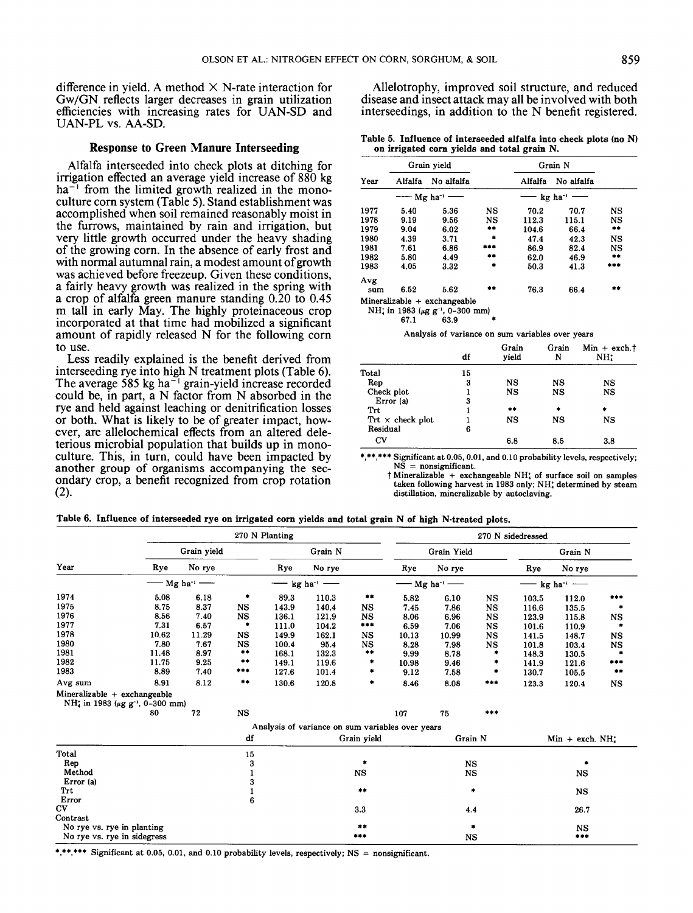difference in yield. A method × N-rate interaction for Gw/GN reflects larger decreases in grain utilization efficiencies with increasing rates for UAN-SD and UAN-PL vs. AA-SD.

## Response to Green Manure Interseeding

Alfalfa interseeded into check plots at ditching for irrigation effected an average yield increase of 880 kg ha$^{-1}$ from the limited growth realized in the monoculture corn system (Table 5). Stand establishment was accomplished when soil remained reasonably moist in the furrows, maintained by rain and irrigation, but very little growth occurred under the heavy shading of the growing corn. In the absence of early frost and with normal autumnal rain, a modest amount of growth was achieved before freezeup. Given these conditions, a fairly heavy growth was realized in the spring with a crop of alfalfa green manure standing 0.20 to 0.45 m tall in early May. The highly proteinaceous crop incorporated at that time had mobilized a significant amount of rapidly released N for the following corn to use.

Less readily explained is the benefit derived from interseeding rye into high N treatment plots (Table 6). The average 585 kg ha$^{-1}$ grain-yield increase recorded could be, in part, a N factor from N absorbed in the rye and held against leaching or denitrification losses or both. What is likely to be of greater impact, however, are allelochemical effects from an altered deleterious microbial population that builds up in monoculture. This, in turn, could have been impacted by another group of organisms accompanying the secondary crop, a benefit recognized from crop rotation (2).

Allelotrophy, improved soil structure, and reduced disease and insect attack may all be involved with both interseedings, in addition to the N benefit registered.

**Table 5. Influence of interseeded alfalfa into check plots (no N) on irrigated corn yields and total grain N.**

| Year | Grain yield | | | Grain N | | |
|---|---|---|---|---|---|---|
| | Alfalfa | No alfalfa | | Alfalfa | No alfalfa | |
| | — Mg ha$^{-1}$ — | | | — kg ha$^{-1}$ — | | |
| 1977 | 5.40 | 5.36 | NS | 70.2 | 70.7 | NS |
| 1978 | 9.19 | 9.56 | NS | 112.3 | 115.1 | NS |
| 1979 | 9.04 | 6.02 | ** | 104.6 | 66.4 | ** |
| 1980 | 4.39 | 3.71 | * | 47.4 | 42.3 | NS |
| 1981 | 7.61 | 6.86 | *** | 86.9 | 82.4 | NS |
| 1982 | 5.80 | 4.49 | ** | 62.0 | 46.9 | ** |
| 1983 | 4.05 | 3.32 | * | 50.3 | 41.3 | *** |
| Avg sum | 6.52 | 5.62 | ** | 76.3 | 66.4 | ** |
| Mineralizable + exchangeable $NH_4^+$ in 1983 (μg g$^{-1}$, 0–300 mm) | 67.1 | 63.9 | * | | | |

Analysis of variance on sum variables over years

| | df | Grain yield | Grain N | Min + exch.† $NH_4^+$ |
|---|---|---|---|---|
| Total | 15 | | | |
| Rep | 3 | NS | NS | NS |
| Check plot | 1 | NS | NS | NS |
| Error (a) | 3 | | | |
| Trt | 1 | ** | * | * |
| Trt × check plot | 1 | NS | NS | NS |
| Residual | 6 | | | |
| CV | | 6.8 | 8.5 | 3.8 |

*,**,*** Significant at 0.05, 0.01, and 0.10 probability levels, respectively; NS = nonsignificant.

† Mineralizable + exchangeable $NH_4^+$ of surface soil on samples taken following harvest in 1983 only; $NH_4^+$ determined by steam distillation, mineralizable by autoclaving.

**Table 6. Influence of interseeded rye on irrigated corn yields and total grain N of high N-treated plots.**

| Year | 270 N Planting | | | | | | 270 N sidedressed | | | | | |
|---|---|---|---|---|---|---|---|---|---|---|---|---|
| | Grain yield | | | Grain N | | | Grain Yield | | | Grain N | | |
| | Rye | No rye | | Rye | No rye | | Rye | No rye | | Rye | No rye | |
| | — Mg ha$^{-1}$ — | | | — kg ha$^{-1}$ — | | | — Mg ha$^{-1}$ — | | | — kg ha$^{-1}$ — | | |
| 1974 | 5.08 | 6.18 | * | 89.3 | 110.3 | ** | 5.82 | 6.10 | NS | 103.5 | 112.0 | *** |
| 1975 | 8.75 | 8.37 | NS | 143.9 | 140.4 | NS | 7.45 | 7.86 | NS | 116.6 | 135.5 | * |
| 1976 | 8.56 | 7.40 | NS | 136.1 | 121.9 | NS | 8.06 | 6.96 | NS | 123.9 | 115.8 | NS |
| 1977 | 7.31 | 6.57 | * | 111.0 | 104.2 | *** | 6.59 | 7.06 | NS | 101.6 | 110.9 | * |
| 1978 | 10.62 | 11.29 | NS | 149.9 | 162.1 | NS | 10.13 | 10.99 | NS | 141.5 | 148.7 | NS |
| 1980 | 7.80 | 7.67 | NS | 100.4 | 95.4 | NS | 8.28 | 7.98 | NS | 101.8 | 103.4 | NS |
| 1981 | 11.48 | 8.97 | ** | 168.1 | 132.3 | ** | 9.99 | 8.78 | * | 148.3 | 130.5 | * |
| 1982 | 11.75 | 9.25 | ** | 149.1 | 119.6 | * | 10.98 | 9.46 | * | 141.9 | 121.6 | *** |
| 1983 | 8.89 | 7.40 | *** | 127.6 | 101.4 | * | 9.12 | 7.58 | * | 130.7 | 105.5 | ** |
| Avg sum | 8.91 | 8.12 | ** | 130.6 | 120.8 | * | 8.46 | 8.08 | *** | 123.3 | 120.4 | NS |
| Mineralizable + exchangeable $NH_4^+$ in 1983 (μg g$^{-1}$, 0–300 mm) | 80 | 72 | NS | | | | 107 | 75 | *** | | | |

Analysis of variance on sum variables over years

| | df | Grain yield | Grain N | Min + exch. $NH_4^+$ |
|---|---|---|---|---|
| Total | 15 | | | |
| Rep | 3 | * | NS | * |
| Method | 1 | NS | NS | NS |
| Error (a) | 3 | | | |
| Trt | 1 | ** | * | NS |
| Error | 6 | | | |
| CV | | 3.3 | 4.4 | 26.7 |
| Contrast | | | | |
| No rye vs. rye in planting | | ** | * | NS |
| No rye vs. rye in sidegress | | *** | NS | *** |

*,**,*** Significant at 0.05, 0.01, and 0.10 probability levels, respectively; NS = nonsignificant.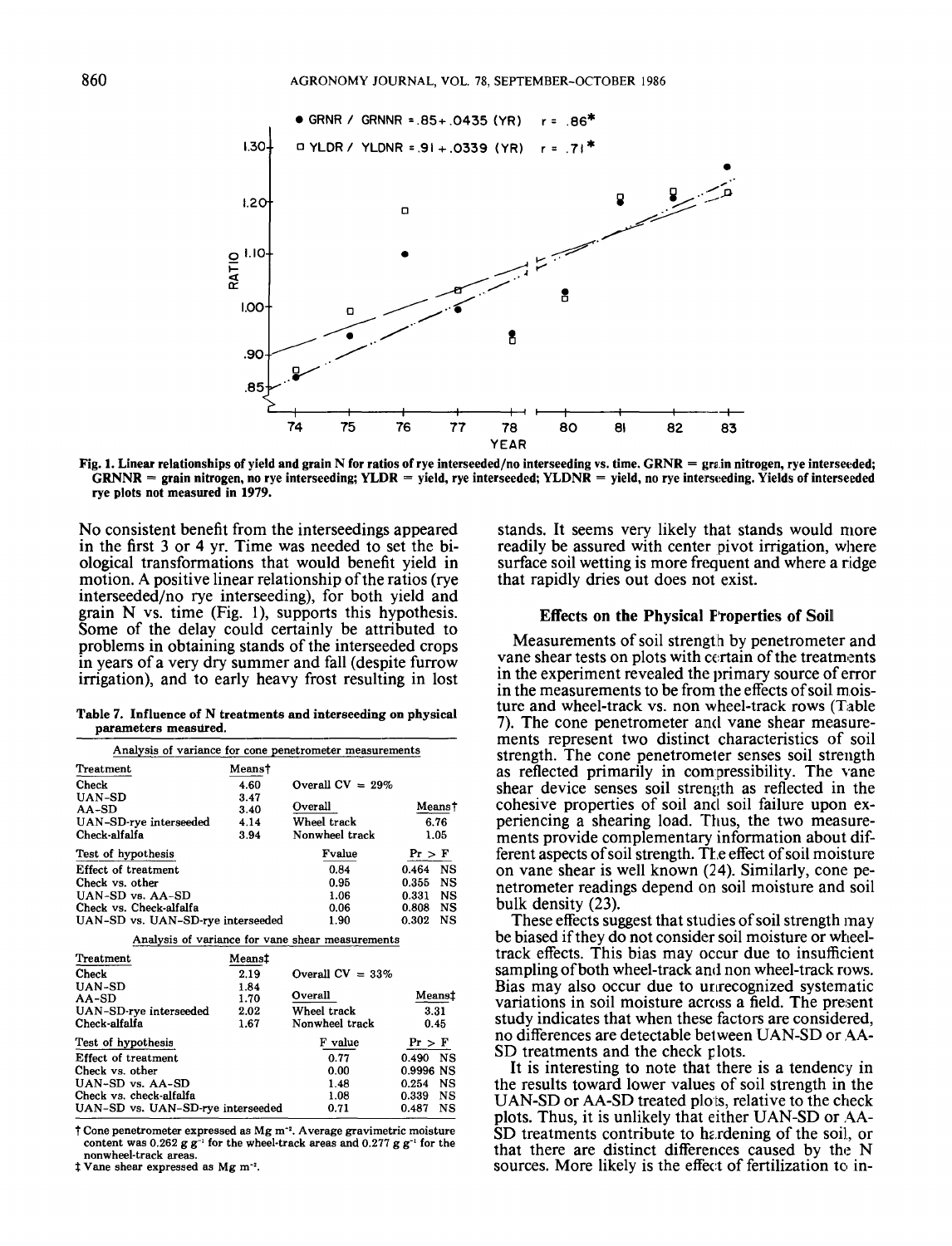Fig. 1. Linear relationships of yield and grain N for ratios of rye interseeded/no interseeding vs. time. GRNR = grain nitrogen, rye interseeded; GRNNR = grain nitrogen, no rye interseeding; YLDR = yield, rye interseeded; YLDNR = yield, no rye interseeding. Yields of interseeded rye plots not measured in 1979.

No consistent benefit from the interseedings appeared in the first 3 or 4 yr. Time was needed to set the biological transformations that would benefit yield in motion. A positive linear relationship of the ratios (rye interseeded/no rye interseeding), for both yield and grain N vs. time (Fig. 1), supports this hypothesis. Some of the delay could certainly be attributed to problems in obtaining stands of the interseeded crops in years of a very dry summer and fall (despite furrow irrigation), and to early heavy frost resulting in lost stands. It seems very likely that stands would more readily be assured with center pivot irrigation, where surface soil wetting is more frequent and where a ridge that rapidly dries out does not exist.

**Table 7. Influence of N treatments and interseeding on physical parameters measured.**

Analysis of variance for cone penetrometer measurements

| Treatment | Means† | | |
|---|---|---|---|
| Check | 4.60 | Overall CV = 29% | |
| UAN-SD | 3.47 | | |
| AA-SD | 3.40 | Overall | Means† |
| UAN-SD-rye interseeded | 4.14 | Wheel track | 6.76 |
| Check-alfalfa | 3.94 | Nonwheel track | 1.05 |
| **Test of hypothesis** | | **F value** | **Pr > F** |
| Effect of treatment | | 0.84 | 0.464 NS |
| Check vs. other | | 0.95 | 0.355 NS |
| UAN-SD vs. AA-SD | | 1.06 | 0.331 NS |
| Check vs. Check-alfalfa | | 0.06 | 0.808 NS |
| UAN-SD vs. UAN-SD-rye interseeded | | 1.90 | 0.302 NS |

Analysis of variance for vane shear measurements

| Treatment | Means‡ | | |
|---|---|---|---|
| Check | 2.19 | Overall CV = 33% | |
| UAN-SD | 1.84 | | |
| AA-SD | 1.70 | Overall | Means‡ |
| UAN-SD-rye interseeded | 2.02 | Wheel track | 3.31 |
| Check-alfalfa | 1.67 | Nonwheel track | 0.45 |
| **Test of hypothesis** | | **F value** | **Pr > F** |
| Effect of treatment | | 0.77 | 0.490 NS |
| Check vs. other | | 0.00 | 0.9996 NS |
| UAN-SD vs. AA-SD | | 1.48 | 0.254 NS |
| Check vs. check-alfalfa | | 1.08 | 0.339 NS |
| UAN-SD vs. UAN-SD-rye interseeded | | 0.71 | 0.487 NS |

† Cone penetrometer expressed as Mg $m^{-2}$. Average gravimetric moisture content was 0.262 g $g^{-1}$ for the wheel-track areas and 0.277 g $g^{-1}$ for the nonwheel-track areas.
‡ Vane shear expressed as Mg $m^{-2}$.

### Effects on the Physical Properties of Soil

Measurements of soil strength by penetrometer and vane shear tests on plots with certain of the treatments in the experiment revealed the primary source of error in the measurements to be from the effects of soil moisture and wheel-track vs. non wheel-track rows (Table 7). The cone penetrometer and vane shear measurements represent two distinct characteristics of soil strength. The cone penetrometer senses soil strength as reflected primarily in compressibility. The vane shear device senses soil strength as reflected in the cohesive properties of soil and soil failure upon experiencing a shearing load. Thus, the two measurements provide complementary information about different aspects of soil strength. The effect of soil moisture on vane shear is well known (24). Similarly, cone penetrometer readings depend on soil moisture and soil bulk density (23).

These effects suggest that studies of soil strength may be biased if they do not consider soil moisture or wheel-track effects. This bias may occur due to insufficient sampling of both wheel-track and non wheel-track rows. Bias may also occur due to unrecognized systematic variations in soil moisture across a field. The present study indicates that when these factors are considered, no differences are detectable between UAN-SD or AA-SD treatments and the check plots.

It is interesting to note that there is a tendency in the results toward lower values of soil strength in the UAN-SD or AA-SD treated plots, relative to the check plots. Thus, it is unlikely that either UAN-SD or AA-SD treatments contribute to hardening of the soil, or that there are distinct differences caused by the N sources. More likely is the effect of fertilization to in-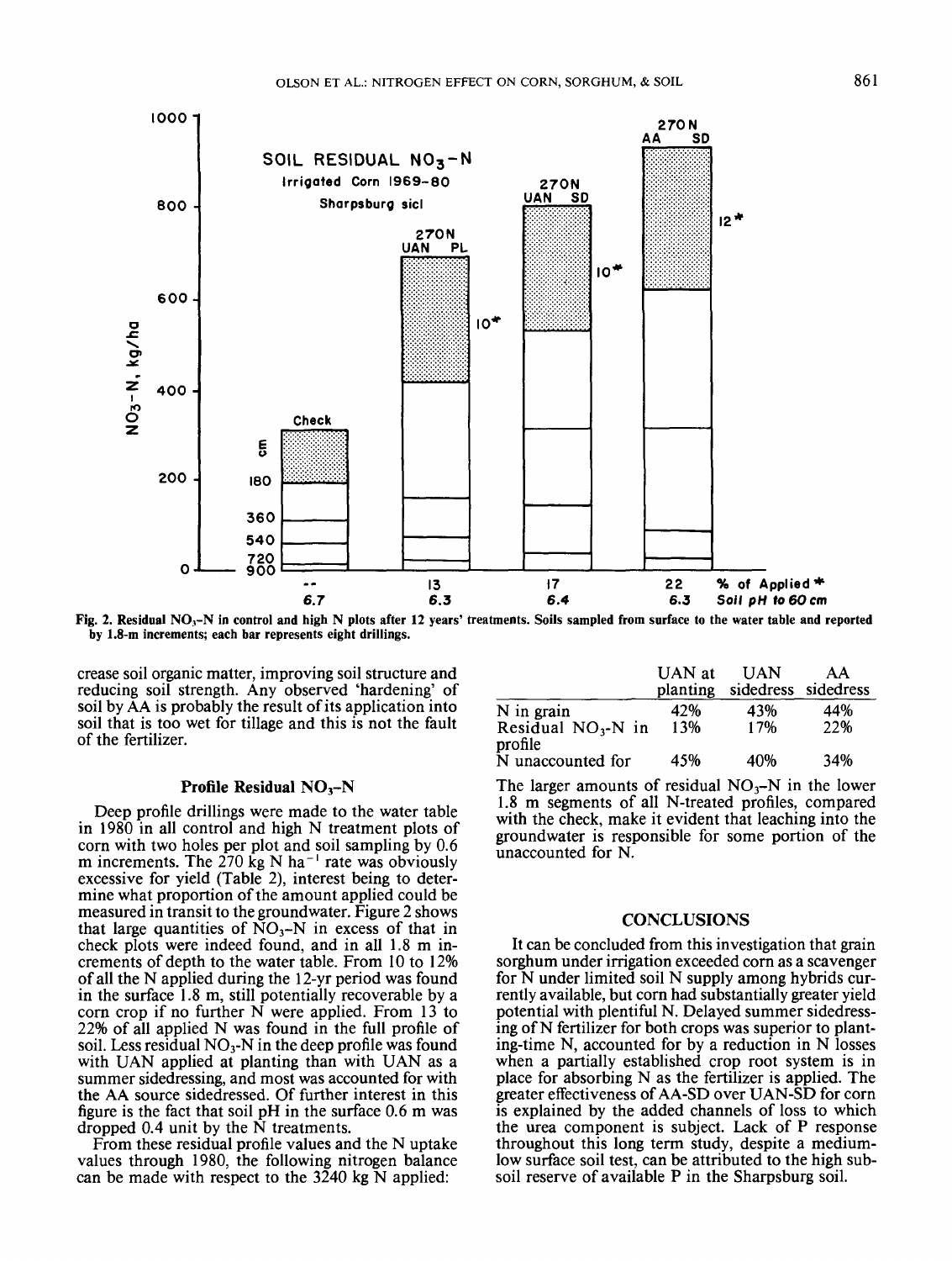Fig. 2. Residual $NO_3$-N in control and high N plots after 12 years' treatments. Soils sampled from surface to the water table and reported by 1.8-m increments; each bar represents eight drillings.

crease soil organic matter, improving soil structure and reducing soil strength. Any observed 'hardening' of soil by AA is probably the result of its application into soil that is too wet for tillage and this is not the fault of the fertilizer.

### Profile Residual $NO_3$-N

Deep profile drillings were made to the water table in 1980 in all control and high N treatment plots of corn with two holes per plot and soil sampling by 0.6 m increments. The 270 kg N $ha^{-1}$ rate was obviously excessive for yield (Table 2), interest being to determine what proportion of the amount applied could be measured in transit to the groundwater. Figure 2 shows that large quantities of $NO_3$-N in excess of that in check plots were indeed found, and in all 1.8 m increments of depth to the water table. From 10 to 12% of all the N applied during the 12-yr period was found in the surface 1.8 m, still potentially recoverable by a corn crop if no further N were applied. From 13 to 22% of all applied N was found in the full profile of soil. Less residual $NO_3$-N in the deep profile was found with UAN applied at planting than with UAN as a summer sidedressing, and most was accounted for with the AA source sidedressed. Of further interest in this figure is the fact that soil pH in the surface 0.6 m was dropped 0.4 unit by the N treatments.

From these residual profile values and the N uptake values through 1980, the following nitrogen balance can be made with respect to the 3240 kg N applied:

| | UAN at planting | UAN sidedress | AA sidedress |
|---|---|---|---|
| N in grain | 42% | 43% | 44% |
| Residual $NO_3$-N in profile | 13% | 17% | 22% |
| N unaccounted for | 45% | 40% | 34% |

The larger amounts of residual $NO_3$-N in the lower 1.8 m segments of all N-treated profiles, compared with the check, make it evident that leaching into the groundwater is responsible for some portion of the unaccounted for N.

## CONCLUSIONS

It can be concluded from this investigation that grain sorghum under irrigation exceeded corn as a scavenger for N under limited soil N supply among hybrids currently available, but corn had substantially greater yield potential with plentiful N. Delayed summer sidedressing of N fertilizer for both crops was superior to planting-time N, accounted for by a reduction in N losses when a partially established crop root system is in place for absorbing N as the fertilizer is applied. The greater effectiveness of AA-SD over UAN-SD for corn is explained by the added channels of loss to which the urea component is subject. Lack of P response throughout this long term study, despite a medium-low surface soil test, can be attributed to the high subsoil reserve of available P in the Sharpsburg soil.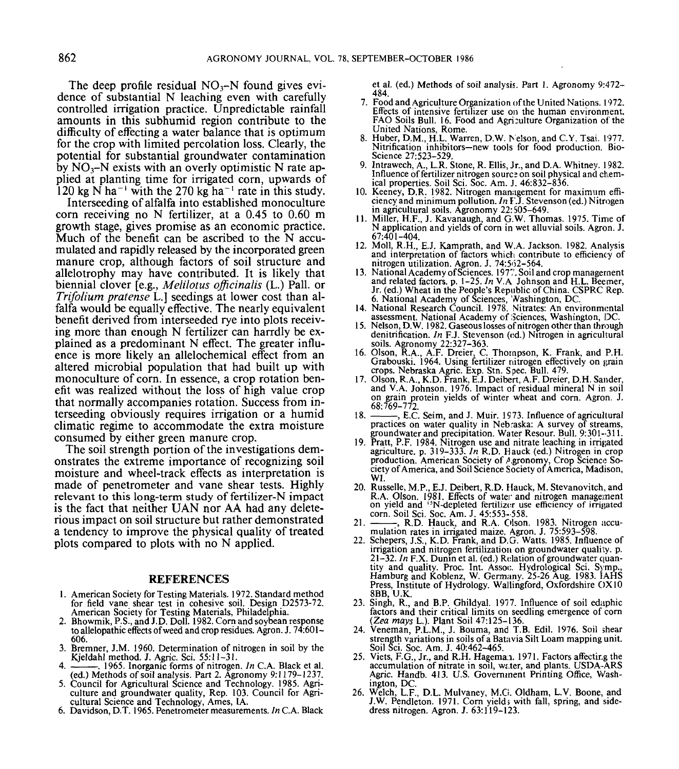The deep profile residual $NO_3$-N found gives evidence of substantial N leaching even with carefully controlled irrigation practice. Unpredictable rainfall amounts in this subhumid region contribute to the difficulty of effecting a water balance that is optimum for the crop with limited percolation loss. Clearly, the potential for substantial groundwater contamination by $NO_3$-N exists with an overly optimistic N rate applied at planting time for irrigated corn, upwards of 120 kg N $ha^{-1}$ with the 270 kg $ha^{-1}$ rate in this study.

Interseeding of alfalfa into established monoculture corn receiving no N fertilizer, at a 0.45 to 0.60 m growth stage, gives promise as an economic practice. Much of the benefit can be ascribed to the N accumulated and rapidly released by the incorporated green manure crop, although factors of soil structure and allelotrophy may have contributed. It is likely that biennial clover [e.g., *Melilotus officinalis* (L.) Pall. or *Trifolium pratense* L.] seedings at lower cost than alfalfa would be equally effective. The nearly equivalent benefit derived from interseeded rye into plots receiving more than enough N fertilizer can harrdly be explained as a predominant N effect. The greater influence is more likely an allelochemical effect from an altered microbial population that had built up with monoculture of corn. In essence, a crop rotation benefit was realized without the loss of high value crop that normally accompanies rotation. Success from interseeding obviously requires irrigation or a humid climatic regime to accommodate the extra moisture consumed by either green manure crop.

The soil strength portion of the investigations demonstrates the extreme importance of recognizing soil moisture and wheel-track effects as interpretation is made of penetrometer and vane shear tests. Highly relevant to this long-term study of fertilizer-N impact is the fact that neither UAN nor AA had any deleterious impact on soil structure but rather demonstrated a tendency to improve the physical quality of treated plots compared to plots with no N applied.

## REFERENCES

1. American Society for Testing Materials. 1972. Standard method for field vane shear test in cohesive soil. Design D2573-72. American Society for Testing Materials, Philadelphia.
2. Bhowmik, P.S., and J.D. Doll. 1982. Corn and soybean response to allelopathic effects of weed and crop residues. Agron. J. 74:601–606.
3. Bremner, J.M. 1960. Determination of nitrogen in soil by the Kjeldahl method. J. Agric. Sci. 55:11–31.
4. ———. 1965. Inorganic forms of nitrogen. *In* C.A. Black et al. (ed.) Methods of soil analysis. Part 2. Agronomy 9:1179–1237.
5. Council for Agricultural Science and Technology. 1985. Agriculture and groundwater quality, Rep. 103. Council for Agricultural Science and Technology, Ames, IA.
6. Davidson, D.T. 1965. Penetrometer measurements. *In* C.A. Black et al. (ed.) Methods of soil analysis. Part 1. Agronomy 9:472–484.
7. Food and Agriculture Organization of the United Nations. 1972. Effects of intensive fertilizer use on the human environment. FAO Soils Bull. 16. Food and Agriculture Organization of the United Nations, Rome.
8. Huber, D.M., H.L. Warren, D.W. Nelson, and C.Y. Tsai. 1977. Nitrification inhibitors—new tools for food production. BioScience 27:523–529.
9. Intrawech, A., L.R. Stone, R. Ellis, Jr., and D.A. Whitney. 1982. Influence of fertilizer nitrogen source on soil physical and chemical properties. Soil Sci. Soc. Am. J. 46:832–836.
10. Keeney, D.R. 1982. Nitrogen management for maximum efficiency and minimum pollution. *In* F.J. Stevenson (ed.) Nitrogen in agricultural soils. Agronomy 22:605–649.
11. Miller, H.F., J. Kavanaugh, and G.W. Thomas. 1975. Time of N application and yields of corn in wet alluvial soils. Agron. J. 67:401–404.
12. Moll, R.H., E.J. Kamprath, and W.A. Jackson. 1982. Analysis and interpretation of factors which contribute to efficiency of nitrogen utilization. Agron. J. 74:562–564.
13. National Academy of Sciences. 1977. Soil and crop management and related factors. p. 1–25. *In* V.A. Johnson and H.L. Beemer, Jr. (ed.) Wheat in the People's Republic of China. CSPRC Rep. 6. National Academy of Sciences, Washington, DC.
14. National Research Council. 1978. Nitrates: An environmental assessment. National Academy of Sciences, Washington, DC.
15. Nelson, D.W. 1982. Gaseous losses of nitrogen other than through denitrification. *In* F.J. Stevenson (ed.) Nitrogen in agricultural soils. Agronomy 22:327–363.
16. Olson, R.A., A.F. Dreier, C. Thompson, K. Frank, and P.H. Grabouski. 1964. Using fertilizer nitrogen effectively on grain crops. Nebraska Agric. Exp. Stn. Spec. Bull. 479.
17. Olson, R.A., K.D. Frank, E.J. Deibert, A.F. Dreier, D.H. Sander, and V.A. Johnson. 1976. Impact of residual mineral N in soil on grain protein yields of winter wheat and corn. Agron. J. 68:769–772.
18. ———, E.C. Seim, and J. Muir. 1973. Influence of agricultural practices on water quality in Nebraska: A survey of streams, groundwater and precipitation. Water Resour. Bull. 9:301–311.
19. Pratt, P.F. 1984. Nitrogen use and nitrate leaching in irrigated agriculture. p. 319–333. *In* R.D. Hauck (ed.) Nitrogen in crop production. American Society of Agronomy, Crop Science Society of America, and Soil Science Society of America, Madison, WI.
20. Russelle, M.P., E.J. Deibert, R.D. Hauck, M. Stevanovitch, and R.A. Olson. 1981. Effects of water and nitrogen management on yield and $^{15}$N-depleted fertilizer use efficiency of irrigated corn. Soil Sci. Soc. Am. J. 45:553–558.
21. ———, R.D. Hauck, and R.A. Olson. 1983. Nitrogen accumulation rates in irrigated maize. Agron. J. 75:593–598.
22. Schepers, J.S., K.D. Frank, and D.G. Watts. 1985. Influence of irrigation and nitrogen fertilization on groundwater quality. p. 21–32. *In* F.X. Dunin et al. (ed.) Relation of groundwater quantity and quality. Proc. Int. Assoc. Hydrological Sci. Symp., Hamburg and Koblenz, W. Germany. 25-26 Aug. 1983. IAHS Press, Institute of Hydrology. Wallingford, Oxfordshire OX10 8BB, U.K.
23. Singh, R., and B.P. Ghildyal. 1977. Influence of soil edaphic factors and their critical limits on seedling emergence of corn (*Zea mays* L.). Plant Soil 47:125–136.
24. Veneman, P.L.M., J. Bouma, and T.B. Edil. 1976. Soil shear strength variations in soils of a Batavia Silt Loam mapping unit. Soil Sci. Soc. Am. J. 40:462–465.
25. Viets, F.G., Jr., and R.H. Hageman. 1971. Factors affecting the accumulation of nitrate in soil, water, and plants. USDA-ARS Agric. Handb. 413. U.S. Government Printing Office, Washington, DC.
26. Welch, L.F., D.L. Mulvaney, M.G. Oldham, L.V. Boone, and J.W. Pendleton. 1971. Corn yields with fall, spring, and sidedress nitrogen. Agron. J. 63:119–123.